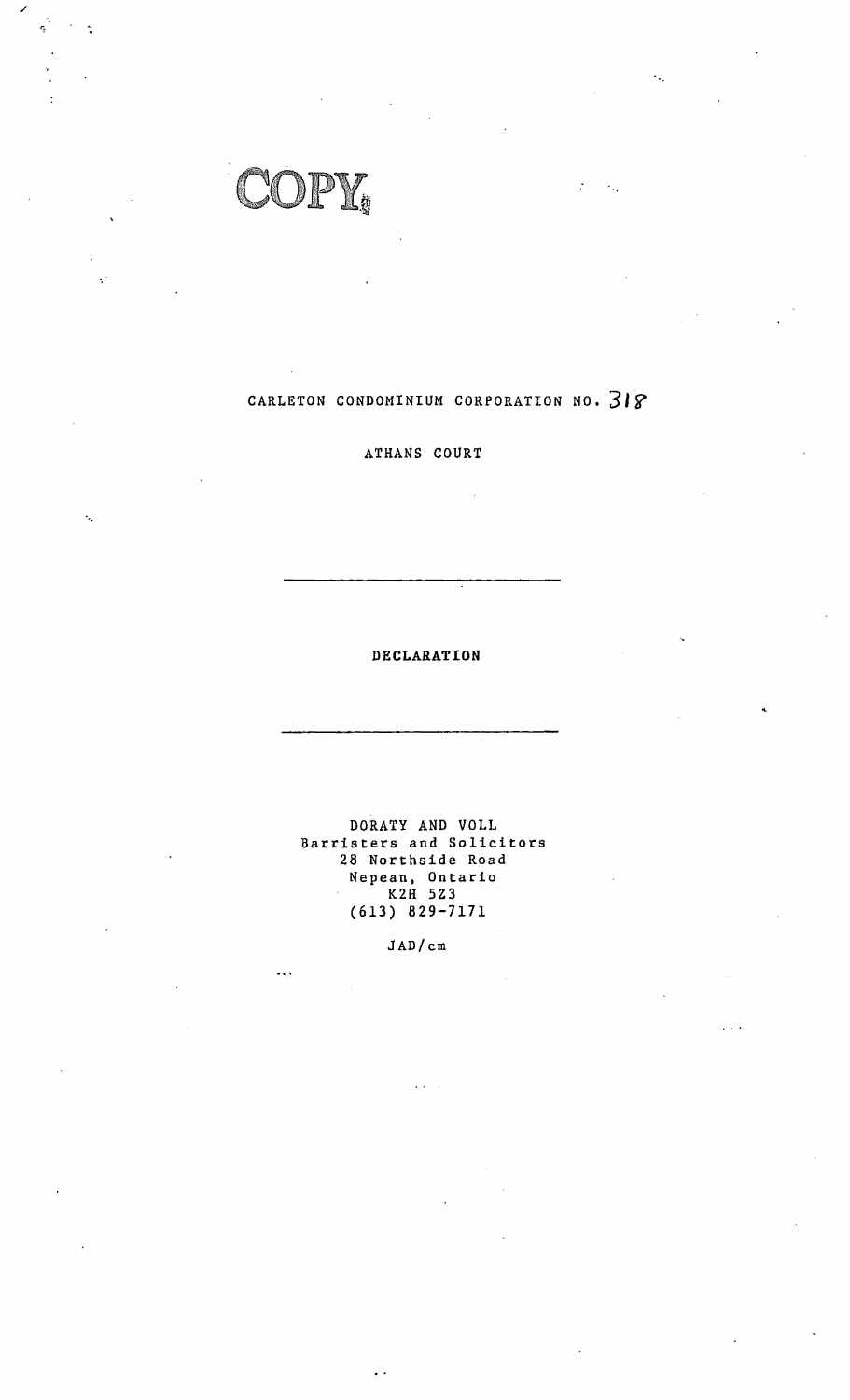COPY

CARLETON CONDOMINIUM CORPORATION NO. 318

ATHANS COURT

---

DECLARATION

---

DORATY AND VOLL
Barristers and Solicitors
28 Northside Road
Nepean, Ontario
K2H 5Z3
(613) 829-7171

JAD/cm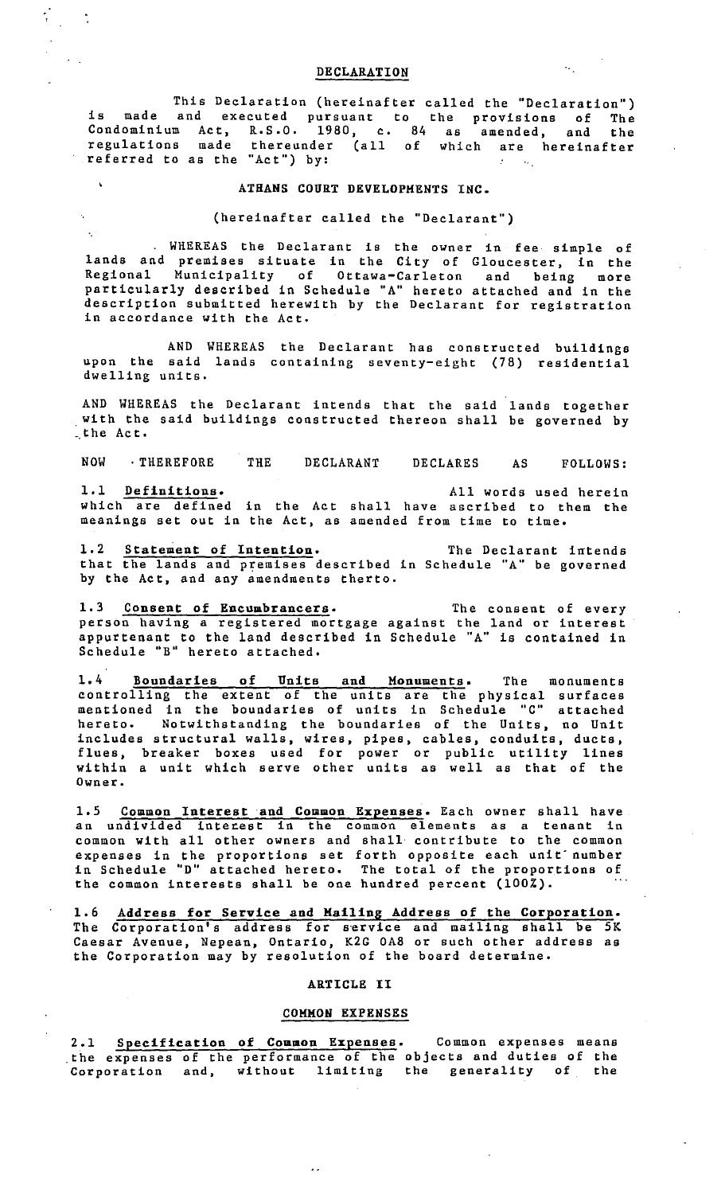# DECLARATION

This Declaration (hereinafter called the "Declaration") is made and executed pursuant to the provisions of The Condominium Act, R.S.O. 1980, c. 84 as amended, and the regulations made thereunder (all of which are hereinafter referred to as the "Act") by:

**ATHANS COURT DEVELOPMENTS INC.**

(hereinafter called the "Declarant")

WHEREAS the Declarant is the owner in fee simple of lands and premises situate in the City of Gloucester, in the Regional Municipality of Ottawa-Carleton and being more particularly described in Schedule "A" hereto attached and in the description submitted herewith by the Declarant for registration in accordance with the Act.

AND WHEREAS the Declarant has constructed buildings upon the said lands containing seventy-eight (78) residential dwelling units.

AND WHEREAS the Declarant intends that the said lands together with the said buildings constructed thereon shall be governed by the Act.

NOW THEREFORE THE DECLARANT DECLARES AS FOLLOWS:

1.1 **Definitions.** All words used herein which are defined in the Act shall have ascribed to them the meanings set out in the Act, as amended from time to time.

1.2 **Statement of Intention.** The Declarant intends that the lands and premises described in Schedule "A" be governed by the Act, and any amendments therto.

1.3 **Consent of Encumbrancers.** The consent of every person having a registered mortgage against the land or interest appurtenant to the land described in Schedule "A" is contained in Schedule "B" hereto attached.

1.4 **Boundaries of Units and Monuments.** The monuments controlling the extent of the units are the physical surfaces mentioned in the boundaries of units in Schedule "C" attached hereto. Notwithstanding the boundaries of the Units, no Unit includes structural walls, wires, pipes, cables, conduits, ducts, flues, breaker boxes used for power or public utility lines within a unit which serve other units as well as that of the Owner.

1.5 **Common Interest and Common Expenses.** Each owner shall have an undivided interest in the common elements as a tenant in common with all other owners and shall contribute to the common expenses in the proportions set forth opposite each unit number in Schedule "D" attached hereto. The total of the proportions of the common interests shall be one hundred percent (100%).

1.6 **Address for Service and Mailing Address of the Corporation.** The Corporation's address for service and mailing shall be 5K Caesar Avenue, Nepean, Ontario, K2G 0A8 or such other address as the Corporation may by resolution of the board determine.

## ARTICLE II

### COMMON EXPENSES

2.1 **Specification of Common Expenses.** Common expenses means the expenses of the performance of the objects and duties of the Corporation and, without limiting the generality of the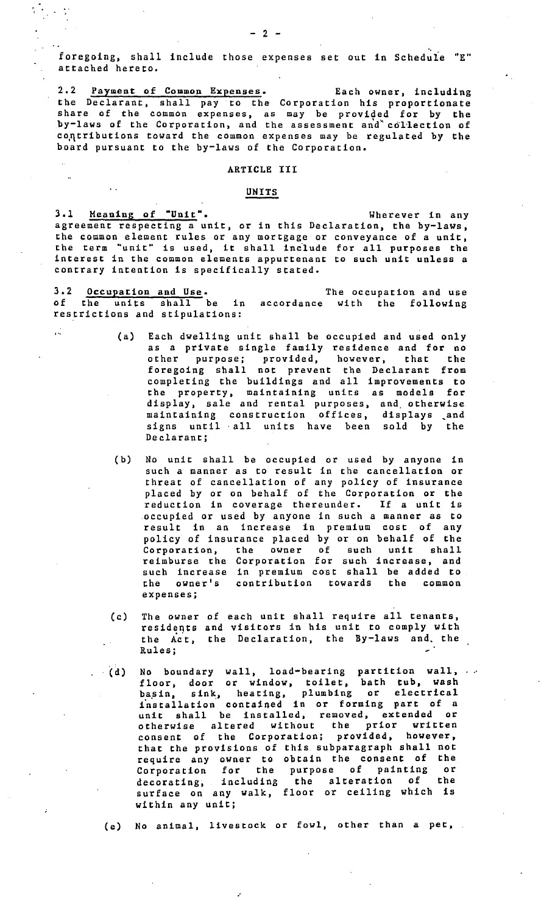foregoing, shall include those expenses set out in Schedule "E" attached hereto.

2.2 Payment of Common Expenses. Each owner, including the Declarant, shall pay to the Corporation his proportionate share of the common expenses, as may be provided for by the by-laws of the Corporation, and the assessment and collection of contributions toward the common expenses may be regulated by the board pursuant to the by-laws of the Corporation.

## ARTICLE III

## UNITS

3.1 Meaning of "Unit". Wherever in any agreement respecting a unit, or in this Declaration, the by-laws, the common element rules or any mortgage or conveyance of a unit, the term "unit" is used, it shall include for all purposes the interest in the common elements appurtenant to such unit unless a contrary intention is specifically stated.

3.2 Occupation and Use. The occupation and use of the units shall be in accordance with the following restrictions and stipulations:

(a) Each dwelling unit shall be occupied and used only as a private single family residence and for no other purpose; provided, however, that the foregoing shall not prevent the Declarant from completing the buildings and all improvements to the property, maintaining units as models for display, sale and rental purposes, and otherwise maintaining construction offices, displays and signs until all units have been sold by the Declarant;

(b) No unit shall be occupied or used by anyone in such a manner as to result in the cancellation or threat of cancellation of any policy of insurance placed by or on behalf of the Corporation or the reduction in coverage thereunder. If a unit is occupied or used by anyone in such a manner as to result in an increase in premium cost of any policy of insurance placed by or on behalf of the Corporation, the owner of such unit shall reimburse the Corporation for such increase, and such increase in premium cost shall be added to the owner's contribution towards the common expenses;

(c) The owner of each unit shall require all tenants, residents and visitors in his unit to comply with the Act, the Declaration, the By-laws and the Rules;

(d) No boundary wall, load-bearing partition wall, floor, door or window, toilet, bath tub, wash basin, sink, heating, plumbing or electrical installation contained in or forming part of a unit shall be installed, removed, extended or otherwise altered without the prior written consent of the Corporation; provided, however, that the provisions of this subparagraph shall not require any owner to obtain the consent of the Corporation for the purpose of painting or decorating, including the alteration of the surface on any walk, floor or ceiling which is within any unit;

(e) No animal, livestock or fowl, other than a pet,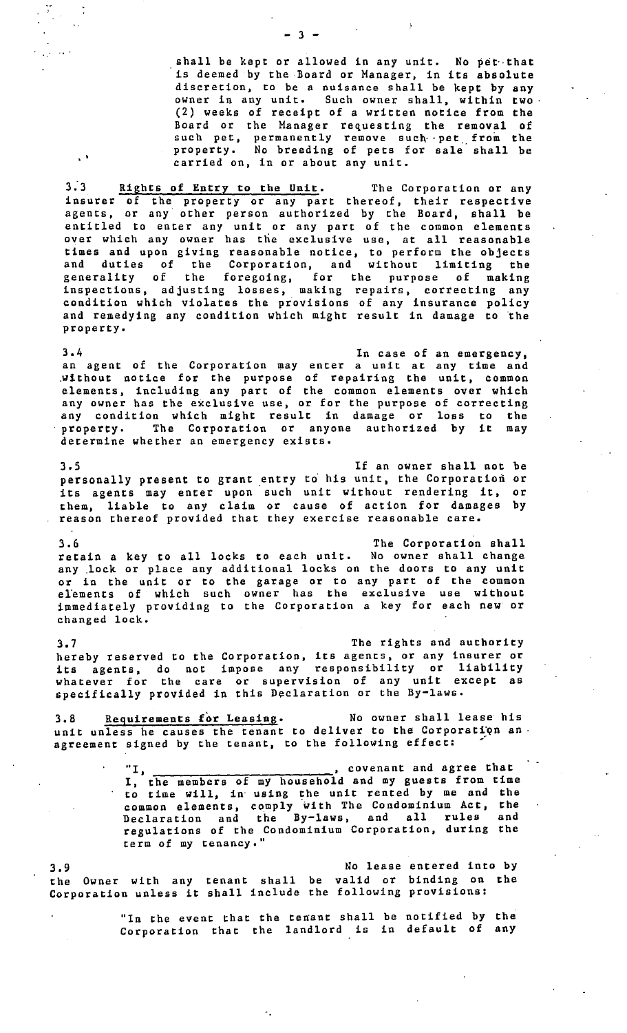shall be kept or allowed in any unit. No pet that is deemed by the Board or Manager, in its absolute discretion, to be a nuisance shall be kept by any owner in any unit. Such owner shall, within two (2) weeks of receipt of a written notice from the Board or the Manager requesting the removal of such pet, permanently remove such pet from the property. No breeding of pets for sale shall be carried on, in or about any unit.

3.3 Rights of Entry to the Unit. The Corporation or any insurer of the property or any part thereof, their respective agents, or any other person authorized by the Board, shall be entitled to enter any unit or any part of the common elements over which any owner has the exclusive use, at all reasonable times and upon giving reasonable notice, to perform the objects and duties of the Corporation, and without limiting the generality of the foregoing, for the purpose of making inspections, adjusting losses, making repairs, correcting any condition which violates the provisions of any insurance policy and remedying any condition which might result in damage to the property.

3.4 In case of an emergency, an agent of the Corporation may enter a unit at any time and without notice for the purpose of repairing the unit, common elements, including any part of the common elements over which any owner has the exclusive use, or for the purpose of correcting any condition which might result in damage or loss to the property. The Corporation or anyone authorized by it may determine whether an emergency exists.

3.5 If an owner shall not be personally present to grant entry to his unit, the Corporation or its agents may enter upon such unit without rendering it, or them, liable to any claim or cause of action for damages by reason thereof provided that they exercise reasonable care.

3.6 The Corporation shall retain a key to all locks to each unit. No owner shall change any lock or place any additional locks on the doors to any unit or in the unit or to the garage or to any part of the common elements of which such owner has the exclusive use without immediately providing to the Corporation a key for each new or changed lock.

3.7 The rights and authority hereby reserved to the Corporation, its agents, or any insurer or its agents, do not impose any responsibility or liability whatever for the care or supervision of any unit except as specifically provided in this Declaration or the By-laws.

3.8 Requirements for Leasing. No owner shall lease his unit unless he causes the tenant to deliver to the Corporation an agreement signed by the tenant, to the following effect:

> "I, ________________________, covenant and agree that I, the members of my household and my guests from time to time will, in using the unit rented by me and the common elements, comply with The Condominium Act, the Declaration and the By-laws, and all rules and regulations of the Condominium Corporation, during the term of my tenancy."

3.9 No lease entered into by the Owner with any tenant shall be valid or binding on the Corporation unless it shall include the following provisions:

> "In the event that the tenant shall be notified by the Corporation that the landlord is in default of any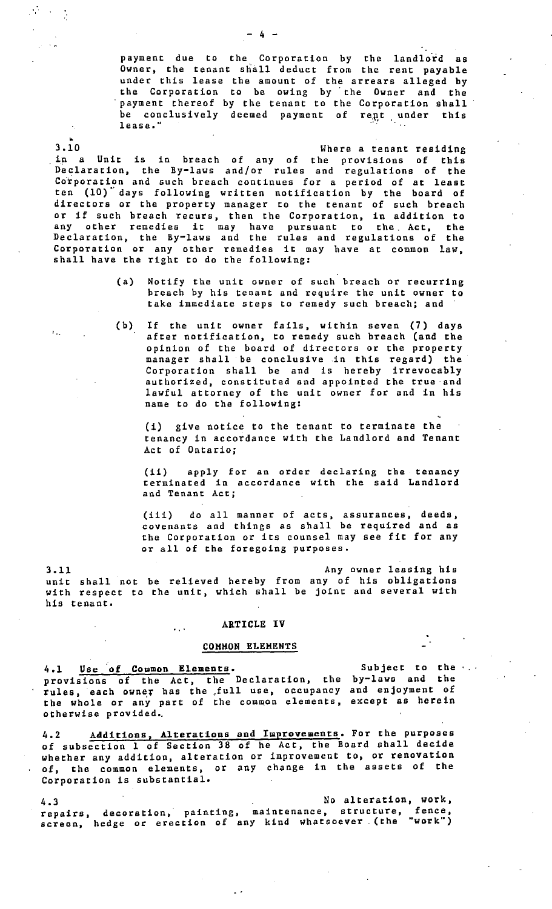payment due to the Corporation by the landlord as Owner, the tenant shall deduct from the rent payable under this lease the amount of the arrears alleged by the Corporation to be owing by the Owner and the payment thereof by the tenant to the Corporation shall be conclusively deemed payment of rent under this lease."

3.10 Where a tenant residing in a Unit is in breach of any of the provisions of this Declaration, the By-laws and/or rules and regulations of the Corporation and such breach continues for a period of at least ten (10) days following written notification by the board of directors or the property manager to the tenant of such breach or if such breach recurs, then the Corporation, in addition to any other remedies it may have pursuant to the Act, the Declaration, the By-laws and the rules and regulations of the Corporation or any other remedies it may have at common law, shall have the right to do the following:

(a) Notify the unit owner of such breach or recurring breach by his tenant and require the unit owner to take immediate steps to remedy such breach; and

(b) If the unit owner fails, within seven (7) days after notification, to remedy such breach (and the opinion of the board of directors or the property manager shall be conclusive in this regard) the Corporation shall be and is hereby irrevocably authorized, constituted and appointed the true and lawful attorney of the unit owner for and in his name to do the following:

(i) give notice to the tenant to terminate the tenancy in accordance with the Landlord and Tenant Act of Ontario;

(ii) apply for an order declaring the tenancy terminated in accordance with the said Landlord and Tenant Act;

(iii) do all manner of acts, assurances, deeds, covenants and things as shall be required and as the Corporation or its counsel may see fit for any or all of the foregoing purposes.

3.11 Any owner leasing his unit shall not be relieved hereby from any of his obligations with respect to the unit, which shall be joint and several with his tenant.

## ARTICLE IV

## COMMON ELEMENTS

4.1 Use of Common Elements. Subject to the provisions of the Act, the Declaration, the by-laws and the rules, each owner has the full use, occupancy and enjoyment of the whole or any part of the common elements, except as herein otherwise provided.

4.2 Additions, Alterations and Improvements. For the purposes of subsection 1 of Section 38 of he Act, the Board shall decide whether any addition, alteration or improvement to, or renovation of, the common elements, or any change in the assets of the Corporation is substantial.

4.3 No alteration, work, repairs, decoration, painting, maintenance, structure, fence, screen, hedge or erection of any kind whatsoever (the "work")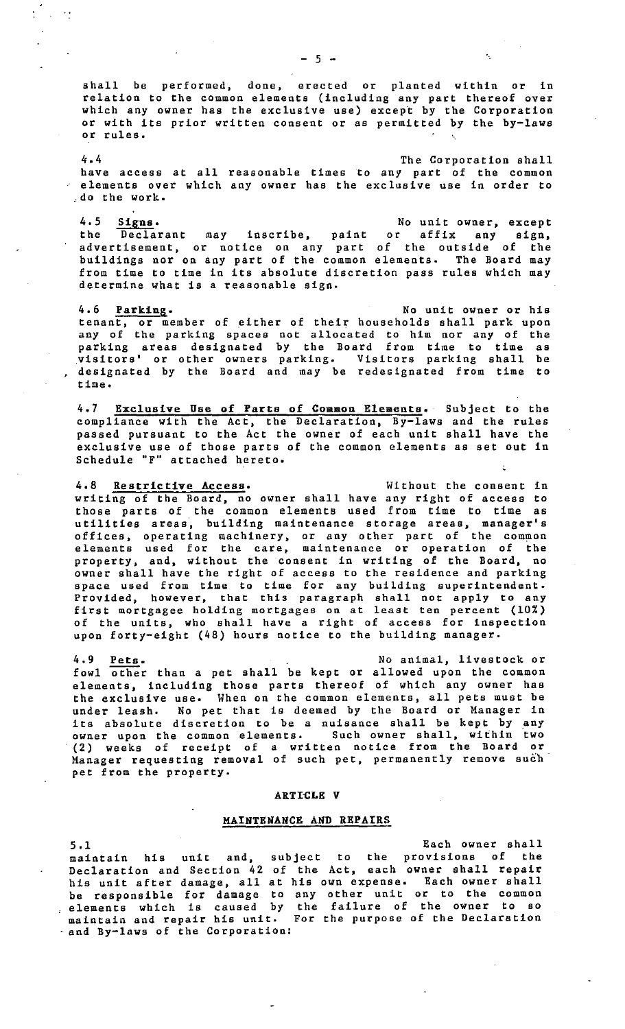shall be performed, done, erected or planted within or in relation to the common elements (including any part thereof over which any owner has the exclusive use) except by the Corporation or with its prior written consent or as permitted by the by-laws or rules.

4.4 The Corporation shall have access at all reasonable times to any part of the common elements over which any owner has the exclusive use in order to do the work.

4.5 **Signs.** No unit owner, except the Declarant may inscribe, paint or affix any sign, advertisement, or notice on any part of the outside of the buildings nor on any part of the common elements. The Board may from time to time in its absolute discretion pass rules which may determine what is a reasonable sign.

4.6 **Parking.** No unit owner or his tenant, or member of either of their households shall park upon any of the parking spaces not allocated to him nor any of the parking areas designated by the Board from time to time as visitors' or other owners parking. Visitors parking shall be designated by the Board and may be redesignated from time to time.

4.7 **Exclusive Use of Parts of Common Elements.** Subject to the compliance with the Act, the Declaration, By-laws and the rules passed pursuant to the Act the owner of each unit shall have the exclusive use of those parts of the common elements as set out in Schedule "F" attached hereto.

4.8 **Restrictive Access.** Without the consent in writing of the Board, no owner shall have any right of access to those parts of the common elements used from time to time as utilities areas, building maintenance storage areas, manager's offices, operating machinery, or any other part of the common elements used for the care, maintenance or operation of the property, and, without the consent in writing of the Board, no owner shall have the right of access to the residence and parking space used from time to time for any building superintendent. Provided, however, that this paragraph shall not apply to any first mortgagee holding mortgages on at least ten percent (10%) of the units, who shall have a right of access for inspection upon forty-eight (48) hours notice to the building manager.

4.9 **Pets.** No animal, livestock or fowl other than a pet shall be kept or allowed upon the common elements, including those parts thereof of which any owner has the exclusive use. When on the common elements, all pets must be under leash. No pet that is deemed by the Board or Manager in its absolute discretion to be a nuisance shall be kept by any owner upon the common elements. Such owner shall, within two (2) weeks of receipt of a written notice from the Board or Manager requesting removal of such pet, permanently remove such pet from the property.

## ARTICLE V

## MAINTENANCE AND REPAIRS

5.1 Each owner shall maintain his unit and, subject to the provisions of the Declaration and Section 42 of the Act, each owner shall repair his unit after damage, all at his own expense. Each owner shall be responsible for damage to any other unit or to the common elements which is caused by the failure of the owner to so maintain and repair his unit. For the purpose of the Declaration and By-laws of the Corporation: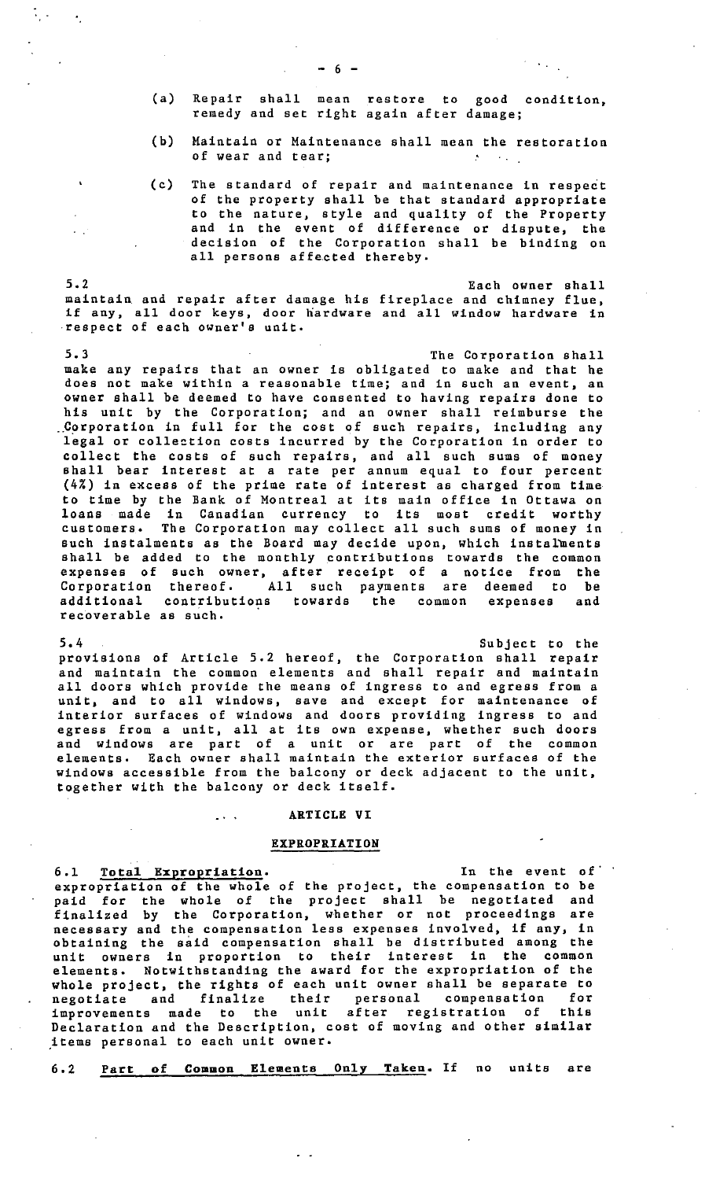(a) Repair shall mean restore to good condition, remedy and set right again after damage;

(b) Maintain or Maintenance shall mean the restoration of wear and tear;

(c) The standard of repair and maintenance in respect of the property shall be that standard appropriate to the nature, style and quality of the Property and in the event of difference or dispute, the decision of the Corporation shall be binding on all persons affected thereby.

5.2 Each owner shall maintain and repair after damage his fireplace and chimney flue, if any, all door keys, door hardware and all window hardware in respect of each owner's unit.

5.3 The Corporation shall make any repairs that an owner is obligated to make and that he does not make within a reasonable time; and in such an event, an owner shall be deemed to have consented to having repairs done to his unit by the Corporation; and an owner shall reimburse the Corporation in full for the cost of such repairs, including any legal or collection costs incurred by the Corporation in order to collect the costs of such repairs, and all such sums of money shall bear interest at a rate per annum equal to four percent (4%) in excess of the prime rate of interest as charged from time to time by the Bank of Montreal at its main office in Ottawa on loans made in Canadian currency to its most credit worthy customers. The Corporation may collect all such sums of money in such instalments as the Board may decide upon, which instalments shall be added to the monthly contributions towards the common expenses of such owner, after receipt of a notice from the Corporation thereof. All such payments are deemed to be additional contributions towards the common expenses and recoverable as such.

5.4 Subject to the provisions of Article 5.2 hereof, the Corporation shall repair and maintain the common elements and shall repair and maintain all doors which provide the means of ingress to and egress from a unit, and to all windows, save and except for maintenance of interior surfaces of windows and doors providing ingress to and egress from a unit, all at its own expense, whether such doors and windows are part of a unit or are part of the common elements. Each owner shall maintain the exterior surfaces of the windows accessible from the balcony or deck adjacent to the unit, together with the balcony or deck itself.

## ARTICLE VI

## EXPROPRIATION

6.1 **Total Expropriation.** In the event of expropriation of the whole of the project, the compensation to be paid for the whole of the project shall be negotiated and finalized by the Corporation, whether or not proceedings are necessary and the compensation less expenses involved, if any, in obtaining the said compensation shall be distributed among the unit owners in proportion to their interest in the common elements. Notwithstanding the award for the expropriation of the whole project, the rights of each unit owner shall be separate to negotiate and finalize their personal compensation for improvements made to the unit after registration of this Declaration and the Description, cost of moving and other similar items personal to each unit owner.

6.2 **Part of Common Elements Only Taken.** If no units are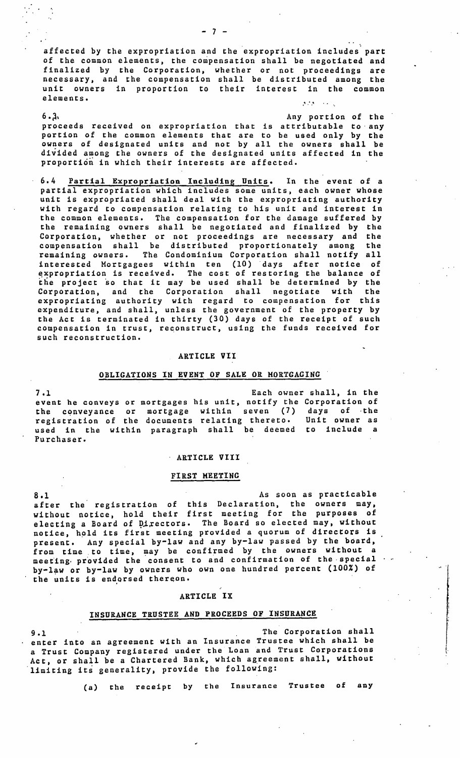affected by the expropriation and the expropriation includes part of the common elements, the compensation shall be negotiated and finalized by the Corporation, whether or not proceedings are necessary, and the compensation shall be distributed among the unit owners in proportion to their interest in the common elements.

6.3 Any portion of the proceeds received on expropriation that is attributable to any portion of the common elements that are to be used only by the owners of designated units and not by all the owners shall be divided among the owners of the designated units affected in the proportion in which their interests are affected.

6.4 Partial Expropriation Including Units. In the event of a partial expropriation which includes some units, each owner whose unit is expropriated shall deal with the expropriating authority with regard to compensation relating to his unit and interest in the common elements. The compensation for the damage suffered by the remaining owners shall be negotiated and finalized by the Corporation, whether or not proceedings are necessary and the compensation shall be distributed proportionately among the remaining owners. The Condominium Corporation shall notify all interested Mortgagees within ten (10) days after notice of expropriation is received. The cost of restoring the balance of the project so that it may be used shall be determined by the Corporation, and the Corporation shall negotiate with the expropriating authority with regard to compensation for this expenditure, and shall, unless the government of the property by the Act is terminated in thirty (30) days of the receipt of such compensation in trust, reconstruct, using the funds received for such reconstruction.

## ARTICLE VII

### OBLIGATIONS IN EVENT OF SALE OR MORTGAGING

7.1 Each owner shall, in the event he conveys or mortgages his unit, notify the Corporation of the conveyance or mortgage within seven (7) days of the registration of the documents relating thereto. Unit owner as used in the within paragraph shall be deemed to include a Purchaser.

## ARTICLE VIII

### FIRST MEETING

8.1 As soon as practicable after the registration of this Declaration, the owners may, without notice, hold their first meeting for the purposes of electing a Board of Directors. The Board so elected may, without notice, hold its first meeting provided a quorum of directors is present. Any special by-law and any by-law passed by the board, from time to time, may be confirmed by the owners without a meeting provided the consent to and confirmation of the special by-law or by-law by owners who own one hundred percent (100%) of the units is endorsed thereon.

## ARTICLE IX

### INSURANCE TRUSTEE AND PROCEEDS OF INSURANCE

9.1 The Corporation shall enter into an agreement with an Insurance Trustee which shall be a Trust Company registered under the Loan and Trust Corporations Act, or shall be a Chartered Bank, which agreement shall, without limiting its generality, provide the following:

(a) the receipt by the Insurance Trustee of any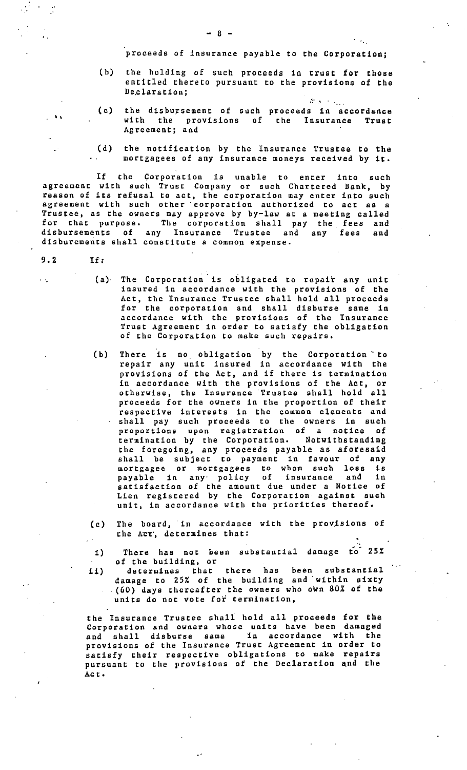proceeds of insurance payable to the Corporation;

(b) the holding of such proceeds in trust for those entitled thereto pursuant to the provisions of the Declaration;

(c) the disbursement of such proceeds in accordance with the provisions of the Insurance Trust Agreement; and

(d) the notification by the Insurance Trustee to the mortgagees of any insurance moneys received by it.

If the Corporation is unable to enter into such agreement with such Trust Company or such Chartered Bank, by reason of its refusal to act, the corporation may enter into such agreement with such other corporation authorized to act as a Trustee, as the owners may approve by by-law at a meeting called for that purpose. The corporation shall pay the fees and disbursements of any Insurance Trustee and any fees and disbursements shall constitute a common expense.

9.2 If:

(a) The Corporation is obligated to repair any unit insured in accordance with the provisions of the Act, the Insurance Trustee shall hold all proceeds for the corporation and shall disburse same in accordance with the provisions of the Insurance Trust Agreement in order to satisfy the obligation of the Corporation to make such repairs.

(b) There is no obligation by the Corporation to repair any unit insured in accordance with the provisions of the Act, and if there is termination in accordance with the provisions of the Act, or otherwise, the Insurance Trustee shall hold all proceeds for the owners in the proportion of their respective interests in the common elements and shall pay such proceeds to the owners in such proportions upon registration of a notice of termination by the Corporation. Notwithstanding the foregoing, any proceeds payable as aforesaid shall be subject to payment in favour of any mortgagee or mortgagees to whom such loss is payable in any policy of insurance and in satisfaction of the amount due under a Notice of Lien registered by the Corporation against such unit, in accordance with the priorities thereof.

(c) The board, in accordance with the provisions of the Act, determines that:

i) There has not been substantial damage to 25% of the building, or

ii) determines that there has been substantial damage to 25% of the building and within sixty (60) days thereafter the owners who own 80% of the units do not vote for termination,

the Insurance Trustee shall hold all proceeds for the Corporation and owners whose units have been damaged and shall disburse same in accordance with the provisions of the Insurance Trust Agreement in order to satisfy their respective obligations to make repairs pursuant to the provisions of the Declaration and the Act.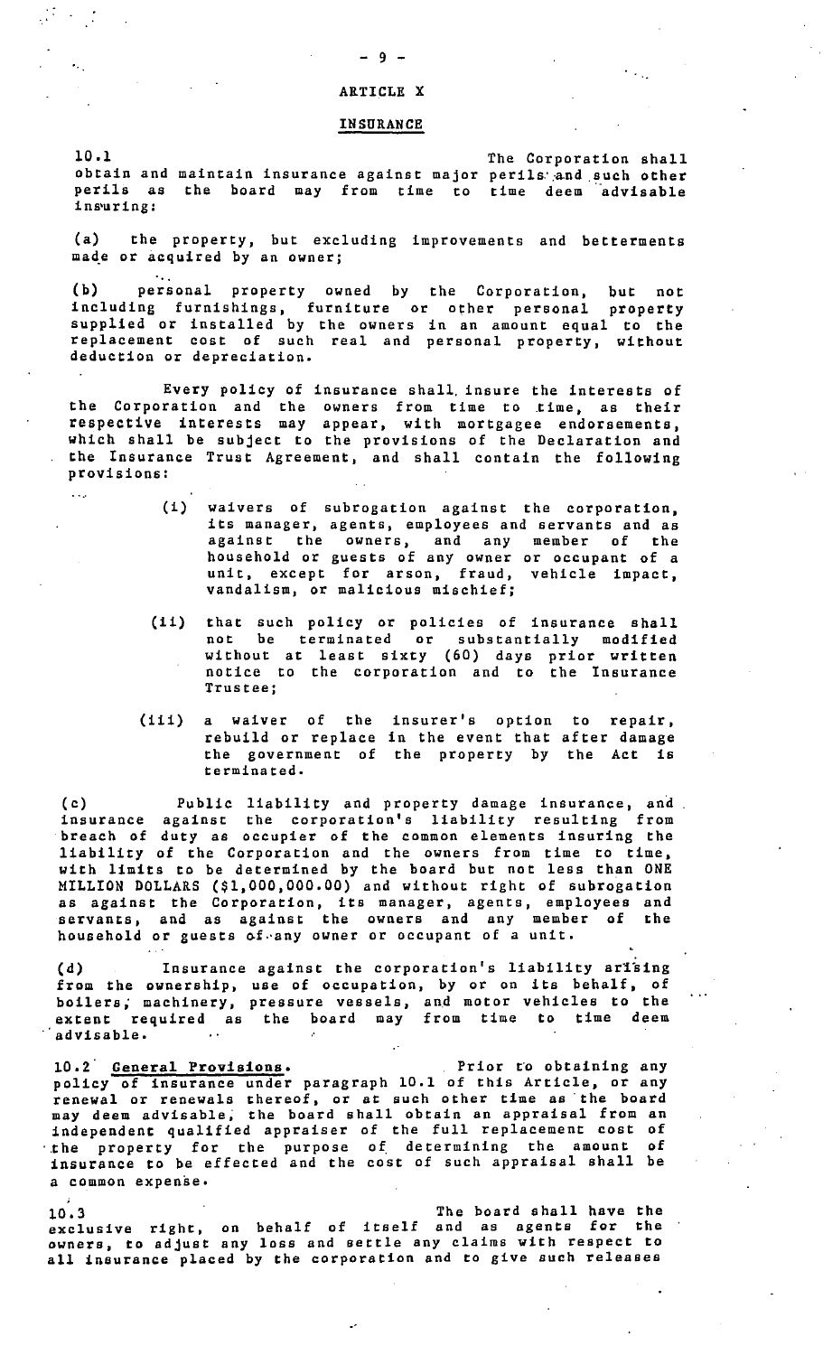# ARTICLE X

## INSURANCE

10.1 The Corporation shall obtain and maintain insurance against major perils and such other perils as the board may from time to time deem advisable insuring:

(a) the property, but excluding improvements and betterments made or acquired by an owner;

(b) personal property owned by the Corporation, but not including furnishings, furniture or other personal property supplied or installed by the owners in an amount equal to the replacement cost of such real and personal property, without deduction or depreciation.

Every policy of insurance shall insure the interests of the Corporation and the owners from time to time, as their respective interests may appear, with mortgagee endorsements, which shall be subject to the provisions of the Declaration and the Insurance Trust Agreement, and shall contain the following provisions:

(i) waivers of subrogation against the corporation, its manager, agents, employees and servants and as against the owners, and any member of the household or guests of any owner or occupant of a unit, except for arson, fraud, vehicle impact, vandalism, or malicious mischief;

(ii) that such policy or policies of insurance shall not be terminated or substantially modified without at least sixty (60) days prior written notice to the corporation and to the Insurance Trustee;

(iii) a waiver of the insurer's option to repair, rebuild or replace in the event that after damage the government of the property by the Act is terminated.

(c) Public liability and property damage insurance, and insurance against the corporation's liability resulting from breach of duty as occupier of the common elements insuring the liability of the Corporation and the owners from time to time, with limits to be determined by the board but not less than ONE MILLION DOLLARS ($1,000,000.00) and without right of subrogation as against the Corporation, its manager, agents, employees and servants, and as against the owners and any member of the household or guests of any owner or occupant of a unit.

(d) Insurance against the corporation's liability arising from the ownership, use of occupation, by or on its behalf, of boilers, machinery, pressure vessels, and motor vehicles to the extent required as the board may from time to time deem advisable.

10.2 <u>General Provisions.</u> Prior to obtaining any policy of insurance under paragraph 10.1 of this Article, or any renewal or renewals thereof, or at such other time as the board may deem advisable, the board shall obtain an appraisal from an independent qualified appraiser of the full replacement cost of the property for the purpose of determining the amount of insurance to be effected and the cost of such appraisal shall be a common expense.

10.3 The board shall have the exclusive right, on behalf of itself and as agents for the owners, to adjust any loss and settle any claims with respect to all insurance placed by the corporation and to give such releases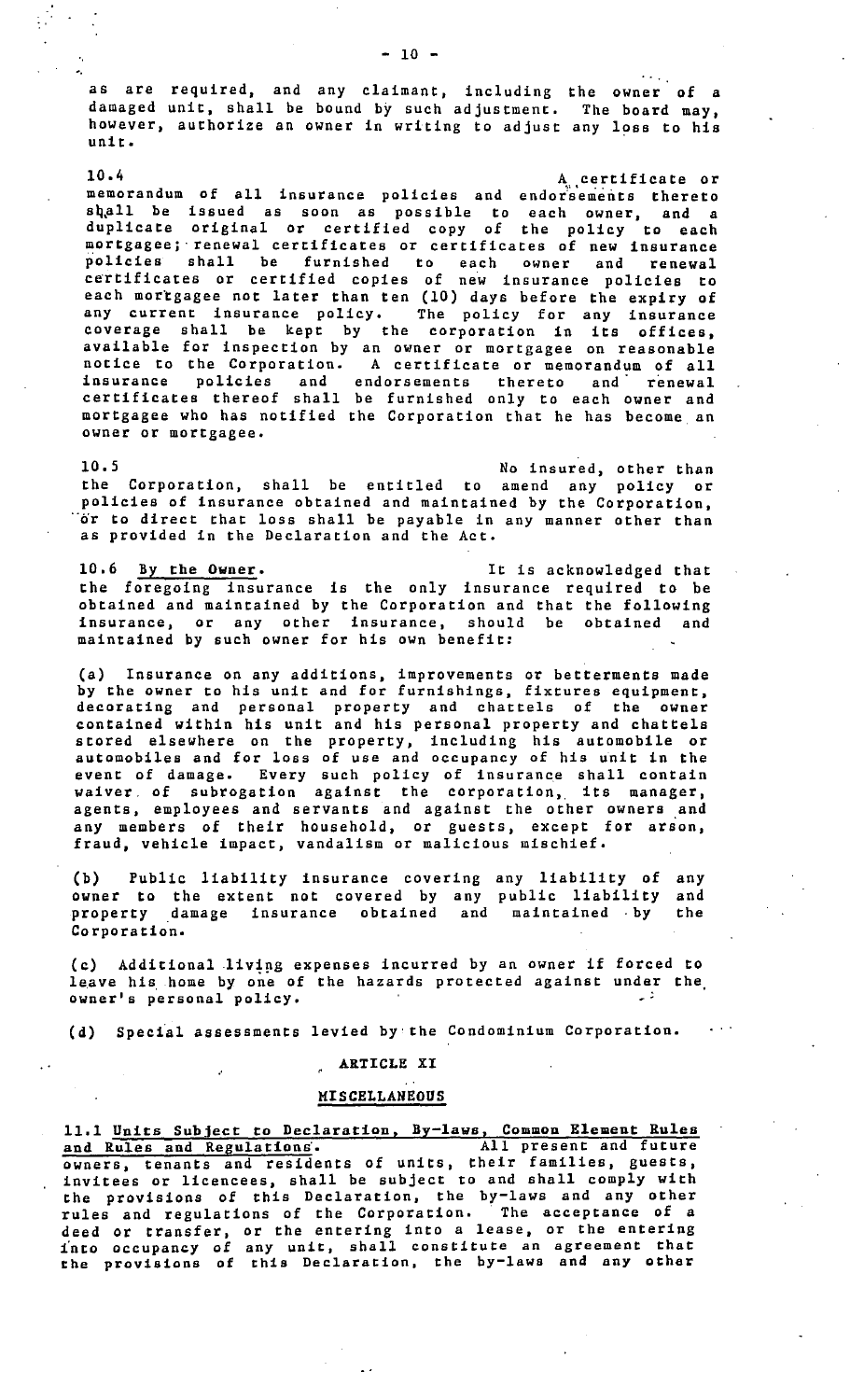as are required, and any claimant, including the owner of a damaged unit, shall be bound by such adjustment. The board may, however, authorize an owner in writing to adjust any loss to his unit.

10.4 A certificate or memorandum of all insurance policies and endorsements thereto shall be issued as soon as possible to each owner, and a duplicate original or certified copy of the policy to each mortgagee; renewal certificates or certificates of new insurance policies shall be furnished to each owner and renewal certificates or certified copies of new insurance policies to each mortgagee not later than ten (10) days before the expiry of any current insurance policy. The policy for any insurance coverage shall be kept by the corporation in its offices, available for inspection by an owner or mortgagee on reasonable notice to the Corporation. A certificate or memorandum of all insurance policies and endorsements thereto and renewal certificates thereof shall be furnished only to each owner and mortgagee who has notified the Corporation that he has become an owner or mortgagee.

10.5 No insured, other than the Corporation, shall be entitled to amend any policy or policies of insurance obtained and maintained by the Corporation, or to direct that loss shall be payable in any manner other than as provided in the Declaration and the Act.

10.6 By the Owner. It is acknowledged that the foregoing insurance is the only insurance required to be obtained and maintained by the Corporation and that the following insurance, or any other insurance, should be obtained and maintained by such owner for his own benefit:

(a) Insurance on any additions, improvements or betterments made by the owner to his unit and for furnishings, fixtures equipment, decorating and personal property and chattels of the owner contained within his unit and his personal property and chattels stored elsewhere on the property, including his automobile or automobiles and for loss of use and occupancy of his unit in the event of damage. Every such policy of insurance shall contain waiver of subrogation against the corporation, its manager, agents, employees and servants and against the other owners and any members of their household, or guests, except for arson, fraud, vehicle impact, vandalism or malicious mischief.

(b) Public liability insurance covering any liability of any owner to the extent not covered by any public liability and property damage insurance obtained and maintained by the Corporation.

(c) Additional living expenses incurred by an owner if forced to leave his home by one of the hazards protected against under the owner's personal policy.

(d) Special assessments levied by the Condominium Corporation.

## ARTICLE XI

## MISCELLANEOUS

11.1 Units Subject to Declaration, By-laws, Common Element Rules and Rules and Regulations. All present and future owners, tenants and residents of units, their families, guests, invitees or licencees, shall be subject to and shall comply with the provisions of this Declaration, the by-laws and any other rules and regulations of the Corporation. The acceptance of a deed or transfer, or the entering into a lease, or the entering into occupancy of any unit, shall constitute an agreement that the provisions of this Declaration, the by-laws and any other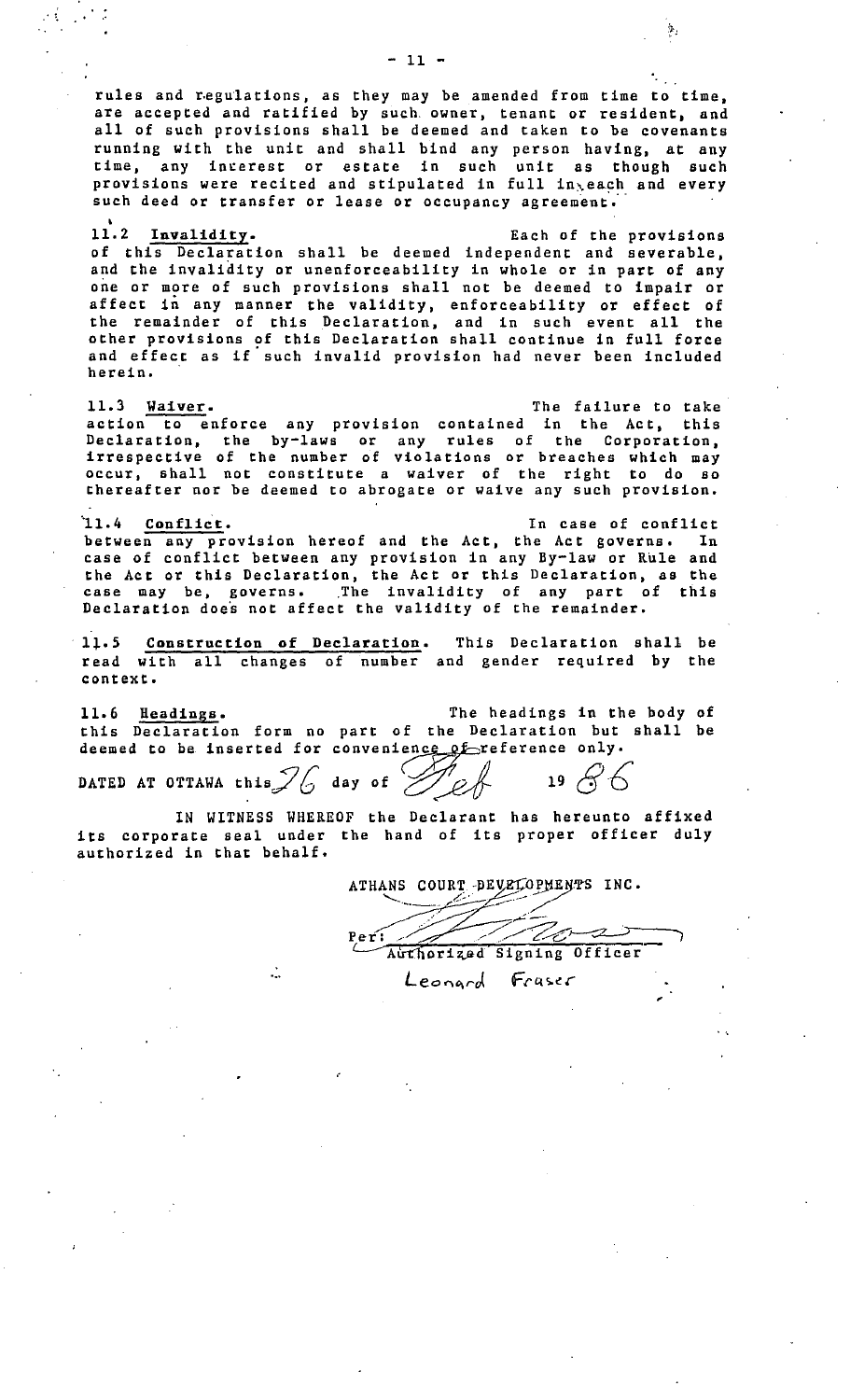rules and regulations, as they may be amended from time to time, are accepted and ratified by such owner, tenant or resident, and all of such provisions shall be deemed and taken to be covenants running with the unit and shall bind any person having, at any time, any interest or estate in such unit as though such provisions were recited and stipulated in full in each and every such deed or transfer or lease or occupancy agreement.

11.2 **Invalidity.** Each of the provisions of this Declaration shall be deemed independent and severable, and the invalidity or unenforceability in whole or in part of any one or more of such provisions shall not be deemed to impair or affect in any manner the validity, enforceability or effect of the remainder of this Declaration, and in such event all the other provisions of this Declaration shall continue in full force and effect as if such invalid provision had never been included herein.

11.3 **Waiver.** The failure to take action to enforce any provision contained in the Act, this Declaration, the by-laws or any rules of the Corporation, irrespective of the number of violations or breaches which may occur, shall not constitute a waiver of the right to do so thereafter nor be deemed to abrogate or waive any such provision.

11.4 **Conflict.** In case of conflict between any provision hereof and the Act, the Act governs. In case of conflict between any provision in any By-law or Rule and the Act or this Declaration, the Act or this Declaration, as the case may be, governs. The invalidity of any part of this Declaration does not affect the validity of the remainder.

11.5 **Construction of Declaration.** This Declaration shall be read with all changes of number and gender required by the context.

11.6 **Headings.** The headings in the body of this Declaration form no part of the Declaration but shall be deemed to be inserted for convenience of reference only.

DATED AT OTTAWA this 26 day of Feb 19 86

IN WITNESS WHEREOF the Declarant has hereunto affixed its corporate seal under the hand of its proper officer duly authorized in that behalf.

ATHANS COURT DEVELOPMENTS INC.

Per: 
Authorized Signing Officer

Leonard Fraser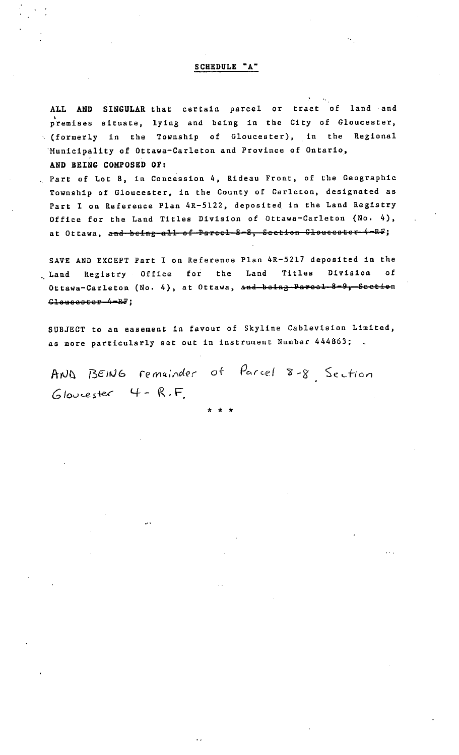## SCHEDULE "A"

**ALL AND SINGULAR** that certain parcel or tract of land and premises situate, lying and being in the City of Gloucester, (formerly in the Township of Gloucester), in the Regional Municipality of Ottawa-Carleton and Province of Ontario,

**AND BEING COMPOSED OF:**

Part of Lot 8, in Concession 4, Rideau Front, of the Geographic Township of Gloucester, in the County of Carleton, designated as Part I on Reference Plan 4R-5122, deposited in the Land Registry Office for the Land Titles Division of Ottawa-Carleton (No. 4), at Ottawa, ~~and being all of Parcel 8-8, Section Gloucester 4-RF~~;

SAVE AND EXCEPT Part I on Reference Plan 4R-5217 deposited in the Land Registry Office for the Land Titles Division of Ottawa-Carleton (No. 4), at Ottawa, ~~and being Parcel 8-9, Section Gloucester 4-RF~~;

SUBJECT to an easement in favour of Skyline Cablevision Limited, as more particularly set out in instrument Number 444863;

AND BEING remainder of Parcel 8-8, Section Gloucester 4-R.F.

\* \* \*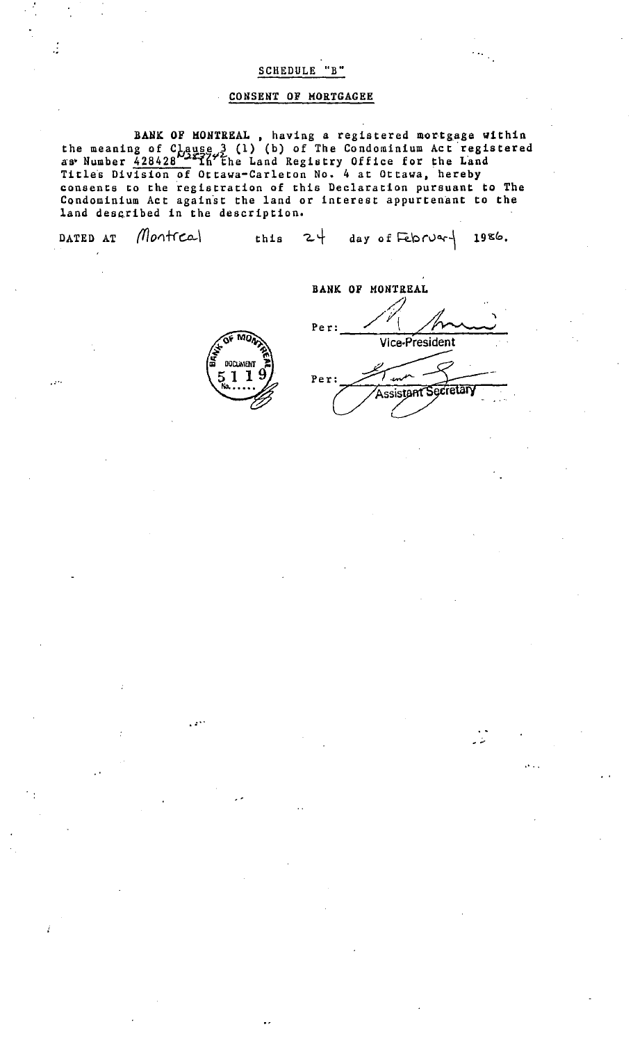# SCHEDULE "B"

## CONSENT OF MORTGAGEE

**BANK OF MONTREAL**, having a registered mortgage within the meaning of Clause 3 (1) (b) of The Condominium Act registered as Number 428428 N327742 in the Land Registry Office for the Land Titles Division of Ottawa-Carleton No. 4 at Ottawa, hereby consents to the registration of this Declaration pursuant to The Condominium Act against the land or interest appurtenant to the land described in the description.

DATED AT Montreal this 24 day of February 1986.

BANK OF MONTREAL

Per: ____________________
Vice-President

Per: ____________________
Assistant Secretary

BANK OF MONTREAL
DOCUMENT
No. 5119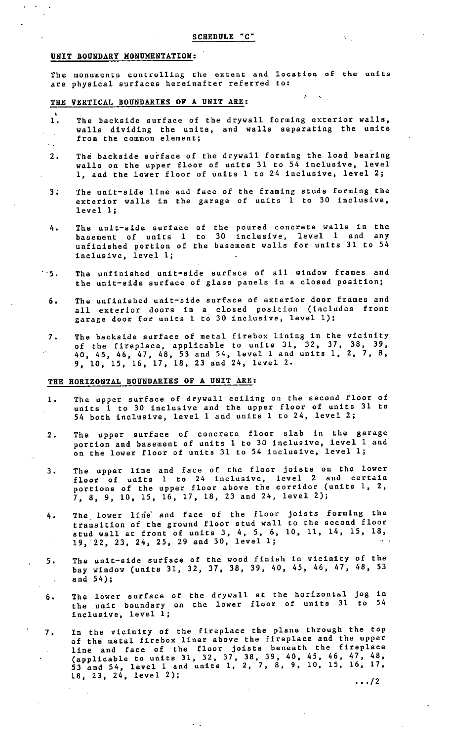SCHEDULE "C"

**UNIT BOUNDARY MONUMENTATION:**

The monuments controlling the extent and location of the units are physical surfaces hereinafter referred to:

**THE VERTICAL BOUNDARIES OF A UNIT ARE:**

1. The backside surface of the drywall forming exterior walls, walls dividing the units, and walls separating the units from the common element;

2. The backside surface of the drywall forming the load bearing walls on the upper floor of units 31 to 54 inclusive, level 1, and the lower floor of units 1 to 24 inclusive, level 2;

3. The unit-side line and face of the framing studs forming the exterior walls in the garage of units 1 to 30 inclusive, level 1;

4. The unit-side surface of the poured concrete walls in the basement of units 1 to 30 inclusive, level 1 and any unfinished portion of the basement walls for units 31 to 54 inclusive, level 1;

5. The unfinished unit-side surface of all window frames and the unit-side surface of glass panels in a closed position;

6. The unfinished unit-side surface of exterior door frames and all exterior doors in a closed position (includes front garage door for units 1 to 30 inclusive, level 1);

7. The backside surface of metal firebox lining in the vicinity of the fireplace, applicable to units 31, 32, 37, 38, 39, 40, 45, 46, 47, 48, 53 and 54, level 1 and units 1, 2, 7, 8, 9, 10, 15, 16, 17, 18, 23 and 24, level 2.

**THE HORIZONTAL BOUNDARIES OF A UNIT ARE:**

1. The upper surface of drywall ceiling on the second floor of units 1 to 30 inclusive and the upper floor of units 31 to 54 both inclusive, level 1 and units 1 to 24, level 2;

2. The upper surface of concrete floor slab in the garage portion and basement of units 1 to 30 inclusive, level 1 and on the lower floor of units 31 to 54 inclusive, level 1;

3. The upper line and face of the floor joists on the lower floor of units 1 to 24 inclusive, level 2 and certain portions of the upper floor above the corridor (units 1, 2, 7, 8, 9, 10, 15, 16, 17, 18, 23 and 24, level 2);

4. The lower line and face of the floor joists forming the transition of the ground floor stud wall to the second floor stud wall at front of units 3, 4, 5, 6, 10, 11, 14, 15, 18, 19, 22, 23, 24, 25, 29 and 30, level 1;

5. The unit-side surface of the wood finish in vicinity of the bay window (units 31, 32, 37, 38, 39, 40, 45, 46, 47, 48, 53 and 54);

6. The lower surface of the drywall at the horizontal jog in the unit boundary on the lower floor of units 31 to 54 inclusive, level 1;

7. In the vicinity of the fireplace the plane through the top of the metal firebox liner above the fireplace and the upper line and face of the floor joists beneath the fireplace (applicable to units 31, 32, 37, 38, 39, 40, 45, 46, 47, 48, 53 and 54, level 1 and units 1, 2, 7, 8, 9, 10, 15, 16, 17, 18, 23, 24, level 2);

.../2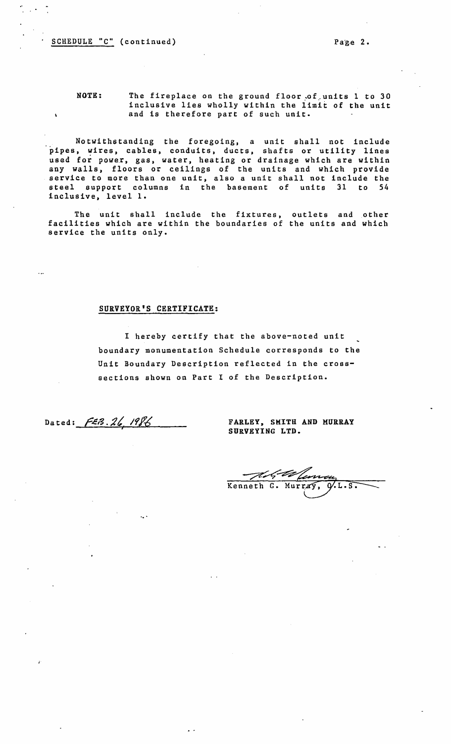SCHEDULE "C" (continued)

**NOTE:** The fireplace on the ground floor of units 1 to 30 inclusive lies wholly within the limit of the unit and is therefore part of such unit.

Notwithstanding the foregoing, a unit shall not include pipes, wires, cables, conduits, ducts, shafts or utility lines used for power, gas, water, heating or drainage which are within any walls, floors or ceilings of the units and which provide service to more than one unit, also a unit shall not include the steel support columns in the basement of units 31 to 54 inclusive, level 1.

The unit shall include the fixtures, outlets and other facilities which are within the boundaries of the units and which service the units only.

## SURVEYOR'S CERTIFICATE:

I hereby certify that the above-noted unit boundary monumentation Schedule corresponds to the Unit Boundary Description reflected in the cross-sections shown on Part I of the Description.

Dated: FEB. 26, 1986

**FARLEY, SMITH AND MURRAY SURVEYING LTD.**

Kenneth G. Murray, O.L.S.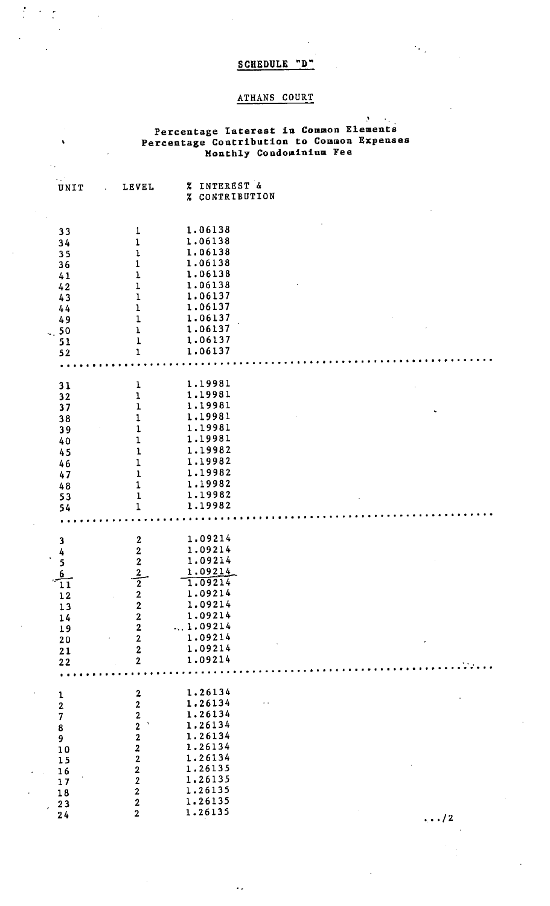## SCHEDULE "D"

### ATHANS COURT

**Percentage Interest in Common Elements**
**Percentage Contribution to Common Expenses**
**Monthly Condominium Fee**

| UNIT | LEVEL | % INTEREST & % CONTRIBUTION |
|---|---|---|
| 33 | 1 | 1.06138 |
| 34 | 1 | 1.06138 |
| 35 | 1 | 1.06138 |
| 36 | 1 | 1.06138 |
| 41 | 1 | 1.06138 |
| 42 | 1 | 1.06138 |
| 43 | 1 | 1.06137 |
| 44 | 1 | 1.06137 |
| 49 | 1 | 1.06137 |
| 50 | 1 | 1.06137 |
| 51 | 1 | 1.06137 |
| 52 | 1 | 1.06137 |
| 31 | 1 | 1.19981 |
| 32 | 1 | 1.19981 |
| 37 | 1 | 1.19981 |
| 38 | 1 | 1.19981 |
| 39 | 1 | 1.19981 |
| 40 | 1 | 1.19981 |
| 45 | 1 | 1.19982 |
| 46 | 1 | 1.19982 |
| 47 | 1 | 1.19982 |
| 48 | 1 | 1.19982 |
| 53 | 1 | 1.19982 |
| 54 | 1 | 1.19982 |
| 3 | 2 | 1.09214 |
| 4 | 2 | 1.09214 |
| 5 | 2 | 1.09214 |
| 6 | 2 | 1.09214 |
| 11 | 2 | 1.09214 |
| 12 | 2 | 1.09214 |
| 13 | 2 | 1.09214 |
| 14 | 2 | 1.09214 |
| 19 | 2 | 1.09214 |
| 20 | 2 | 1.09214 |
| 21 | 2 | 1.09214 |
| 22 | 2 | 1.09214 |
| 1 | 2 | 1.26134 |
| 2 | 2 | 1.26134 |
| 7 | 2 | 1.26134 |
| 8 | 2 | 1.26134 |
| 9 | 2 | 1.26134 |
| 10 | 2 | 1.26134 |
| 15 | 2 | 1.26134 |
| 16 | 2 | 1.26135 |
| 17 | 2 | 1.26135 |
| 18 | 2 | 1.26135 |
| 23 | 2 | 1.26135 |
| 24 | 2 | 1.26135 |

.../2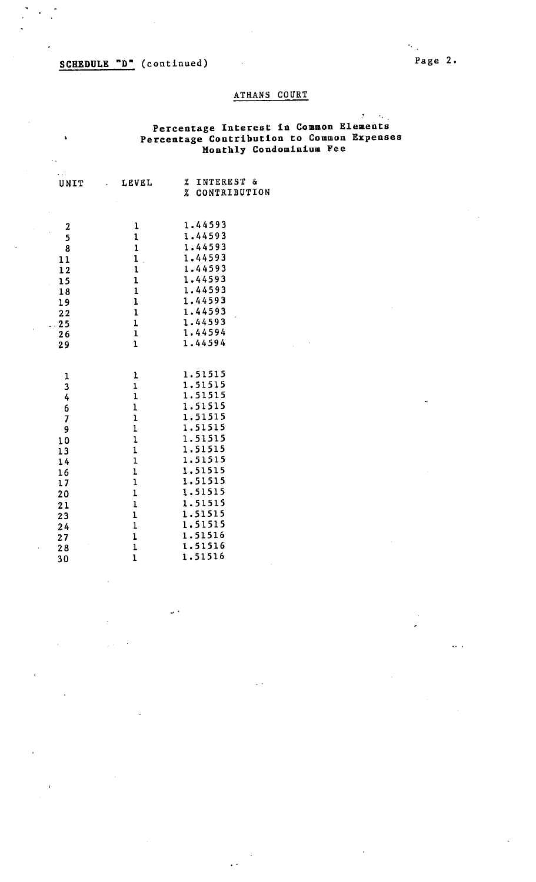**SCHEDULE "D"** (continued)

## ATHANS COURT

### Percentage Interest in Common Elements
### Percentage Contribution to Common Expenses
### Monthly Condominium Fee

| UNIT | LEVEL | % INTEREST & % CONTRIBUTION |
|---|---|---|
| 2 | 1 | 1.44593 |
| 5 | 1 | 1.44593 |
| 8 | 1 | 1.44593 |
| 11 | 1 | 1.44593 |
| 12 | 1 | 1.44593 |
| 15 | 1 | 1.44593 |
| 18 | 1 | 1.44593 |
| 19 | 1 | 1.44593 |
| 22 | 1 | 1.44593 |
| 25 | 1 | 1.44593 |
| 26 | 1 | 1.44594 |
| 29 | 1 | 1.44594 |
| | | |
| 1 | 1 | 1.51515 |
| 3 | 1 | 1.51515 |
| 4 | 1 | 1.51515 |
| 6 | 1 | 1.51515 |
| 7 | 1 | 1.51515 |
| 9 | 1 | 1.51515 |
| 10 | 1 | 1.51515 |
| 13 | 1 | 1.51515 |
| 14 | 1 | 1.51515 |
| 16 | 1 | 1.51515 |
| 17 | 1 | 1.51515 |
| 20 | 1 | 1.51515 |
| 21 | 1 | 1.51515 |
| 23 | 1 | 1.51515 |
| 24 | 1 | 1.51515 |
| 27 | 1 | 1.51516 |
| 28 | 1 | 1.51516 |
| 30 | 1 | 1.51516 |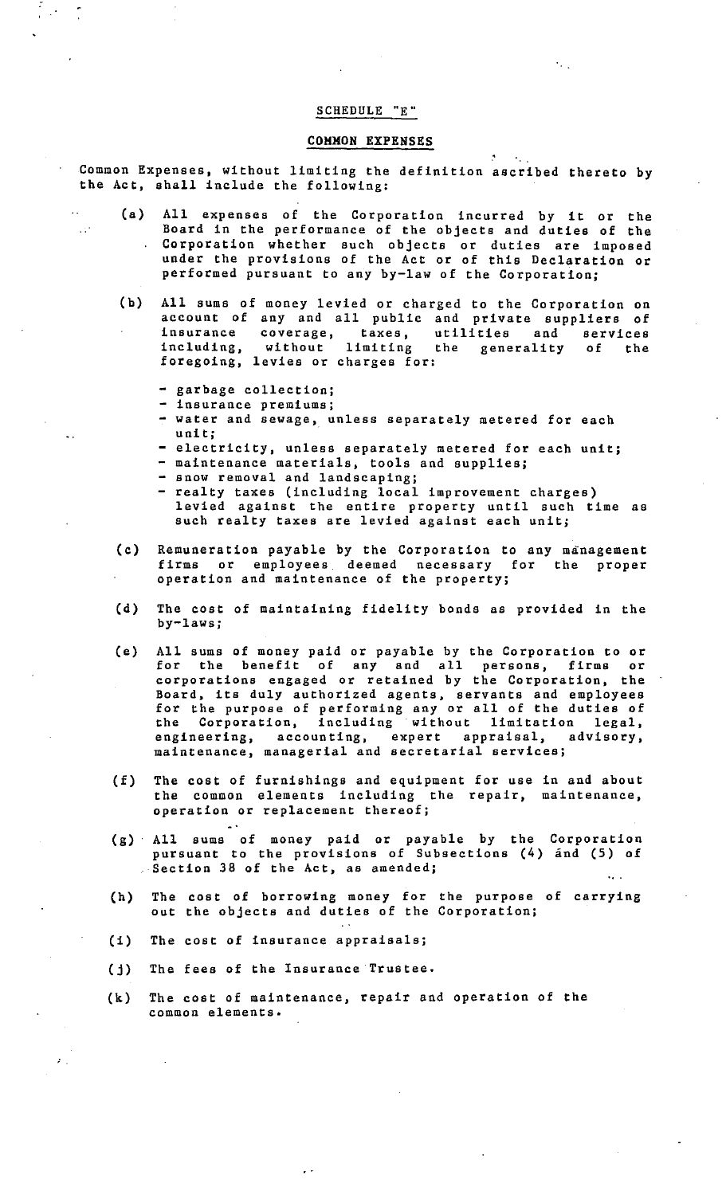## SCHEDULE "E"

## COMMON EXPENSES

Common Expenses, without limiting the definition ascribed thereto by the Act, shall include the following:

(a) All expenses of the Corporation incurred by it or the Board in the performance of the objects and duties of the Corporation whether such objects or duties are imposed under the provisions of the Act or of this Declaration or performed pursuant to any by-law of the Corporation;

(b) All sums of money levied or charged to the Corporation on account of any and all public and private suppliers of insurance coverage, taxes, utilities and services including, without limiting the generality of the foregoing, levies or charges for:

- garbage collection;
- insurance premiums;
- water and sewage, unless separately metered for each unit;
- electricity, unless separately metered for each unit;
- maintenance materials, tools and supplies;
- snow removal and landscaping;
- realty taxes (including local improvement charges) levied against the entire property until such time as such realty taxes are levied against each unit;

(c) Remuneration payable by the Corporation to any management firms or employees deemed necessary for the proper operation and maintenance of the property;

(d) The cost of maintaining fidelity bonds as provided in the by-laws;

(e) All sums of money paid or payable by the Corporation to or for the benefit of any and all persons, firms or corporations engaged or retained by the Corporation, the Board, its duly authorized agents, servants and employees for the purpose of performing any or all of the duties of the Corporation, including without limitation legal, engineering, accounting, expert appraisal, advisory, maintenance, managerial and secretarial services;

(f) The cost of furnishings and equipment for use in and about the common elements including the repair, maintenance, operation or replacement thereof;

(g) All sums of money paid or payable by the Corporation pursuant to the provisions of Subsections (4) and (5) of Section 38 of the Act, as amended;

(h) The cost of borrowing money for the purpose of carrying out the objects and duties of the Corporation;

(i) The cost of insurance appraisals;

(j) The fees of the Insurance Trustee.

(k) The cost of maintenance, repair and operation of the common elements.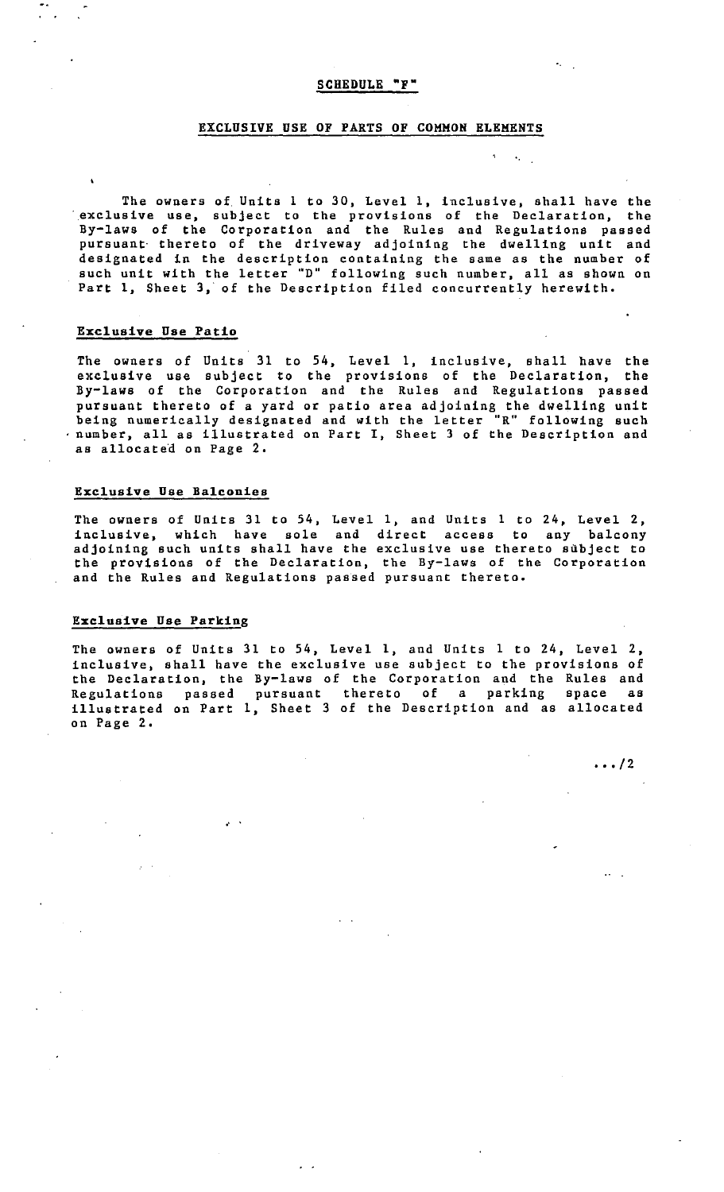## SCHEDULE "F"

### EXCLUSIVE USE OF PARTS OF COMMON ELEMENTS

The owners of Units 1 to 30, Level 1, inclusive, shall have the exclusive use, subject to the provisions of the Declaration, the By-laws of the Corporation and the Rules and Regulations passed pursuant thereto of the driveway adjoining the dwelling unit and designated in the description containing the same as the number of such unit with the letter "D" following such number, all as shown on Part 1, Sheet 3, of the Description filed concurrently herewith.

**Exclusive Use Patio**

The owners of Units 31 to 54, Level 1, inclusive, shall have the exclusive use subject to the provisions of the Declaration, the By-laws of the Corporation and the Rules and Regulations passed pursuant thereto of a yard or patio area adjoining the dwelling unit being numerically designated and with the letter "R" following such number, all as illustrated on Part I, Sheet 3 of the Description and as allocated on Page 2.

**Exclusive Use Balconies**

The owners of Units 31 to 54, Level 1, and Units 1 to 24, Level 2, inclusive, which have sole and direct access to any balcony adjoining such units shall have the exclusive use thereto subject to the provisions of the Declaration, the By-laws of the Corporation and the Rules and Regulations passed pursuant thereto.

**Exclusive Use Parking**

The owners of Units 31 to 54, Level 1, and Units 1 to 24, Level 2, inclusive, shall have the exclusive use subject to the provisions of the Declaration, the By-laws of the Corporation and the Rules and Regulations passed pursuant thereto of a parking space as illustrated on Part 1, Sheet 3 of the Description and as allocated on Page 2.

.../2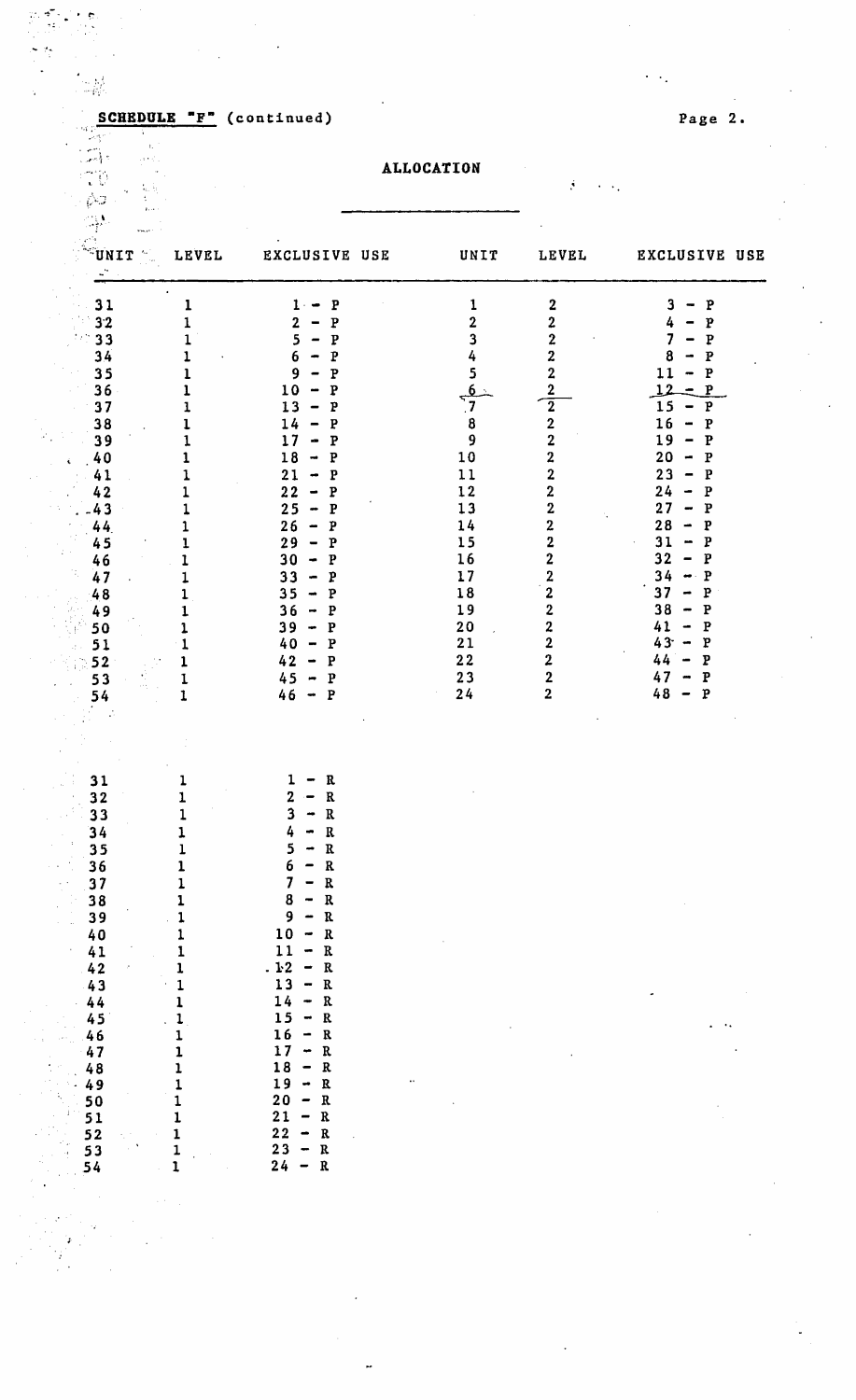**SCHEDULE "F"** (continued)

## ALLOCATION

| UNIT | LEVEL | EXCLUSIVE USE | UNIT | LEVEL | EXCLUSIVE USE |
|---|---|---|---|---|---|
| 31 | 1 | 1 - P | 1 | 2 | 3 - P |
| 32 | 1 | 2 - P | 2 | 2 | 4 - P |
| 33 | 1 | 5 - P | 3 | 2 | 7 - P |
| 34 | 1 | 6 - P | 4 | 2 | 8 - P |
| 35 | 1 | 9 - P | 5 | 2 | 11 - P |
| 36 | 1 | 10 - P | 6 | 2 | 12 - P |
| 37 | 1 | 13 - P | 7 | 2 | 15 - P |
| 38 | 1 | 14 - P | 8 | 2 | 16 - P |
| 39 | 1 | 17 - P | 9 | 2 | 19 - P |
| 40 | 1 | 18 - P | 10 | 2 | 20 - P |
| 41 | 1 | 21 - P | 11 | 2 | 23 - P |
| 42 | 1 | 22 - P | 12 | 2 | 24 - P |
| 43 | 1 | 25 - P | 13 | 2 | 27 - P |
| 44 | 1 | 26 - P | 14 | 2 | 28 - P |
| 45 | 1 | 29 - P | 15 | 2 | 31 - P |
| 46 | 1 | 30 - P | 16 | 2 | 32 - P |
| 47 | 1 | 33 - P | 17 | 2 | 34 - P |
| 48 | 1 | 35 - P | 18 | 2 | 37 - P |
| 49 | 1 | 36 - P | 19 | 2 | 38 - P |
| 50 | 1 | 39 - P | 20 | 2 | 41 - P |
| 51 | 1 | 40 - P | 21 | 2 | 43 - P |
| 52 | 1 | 42 - P | 22 | 2 | 44 - P |
| 53 | 1 | 45 - P | 23 | 2 | 47 - P |
| 54 | 1 | 46 - P | 24 | 2 | 48 - P |

| | | |
|---|---|---|
| 31 | 1 | 1 - R |
| 32 | 1 | 2 - R |
| 33 | 1 | 3 - R |
| 34 | 1 | 4 - R |
| 35 | 1 | 5 - R |
| 36 | 1 | 6 - R |
| 37 | 1 | 7 - R |
| 38 | 1 | 8 - R |
| 39 | 1 | 9 - R |
| 40 | 1 | 10 - R |
| 41 | 1 | 11 - R |
| 42 | 1 | 12 - R |
| 43 | 1 | 13 - R |
| 44 | 1 | 14 - R |
| 45 | 1 | 15 - R |
| 46 | 1 | 16 - R |
| 47 | 1 | 17 - R |
| 48 | 1 | 18 - R |
| 49 | 1 | 19 - R |
| 50 | 1 | 20 - R |
| 51 | 1 | 21 - R |
| 52 | 1 | 22 - R |
| 53 | 1 | 23 - R |
| 54 | 1 | 24 - R |